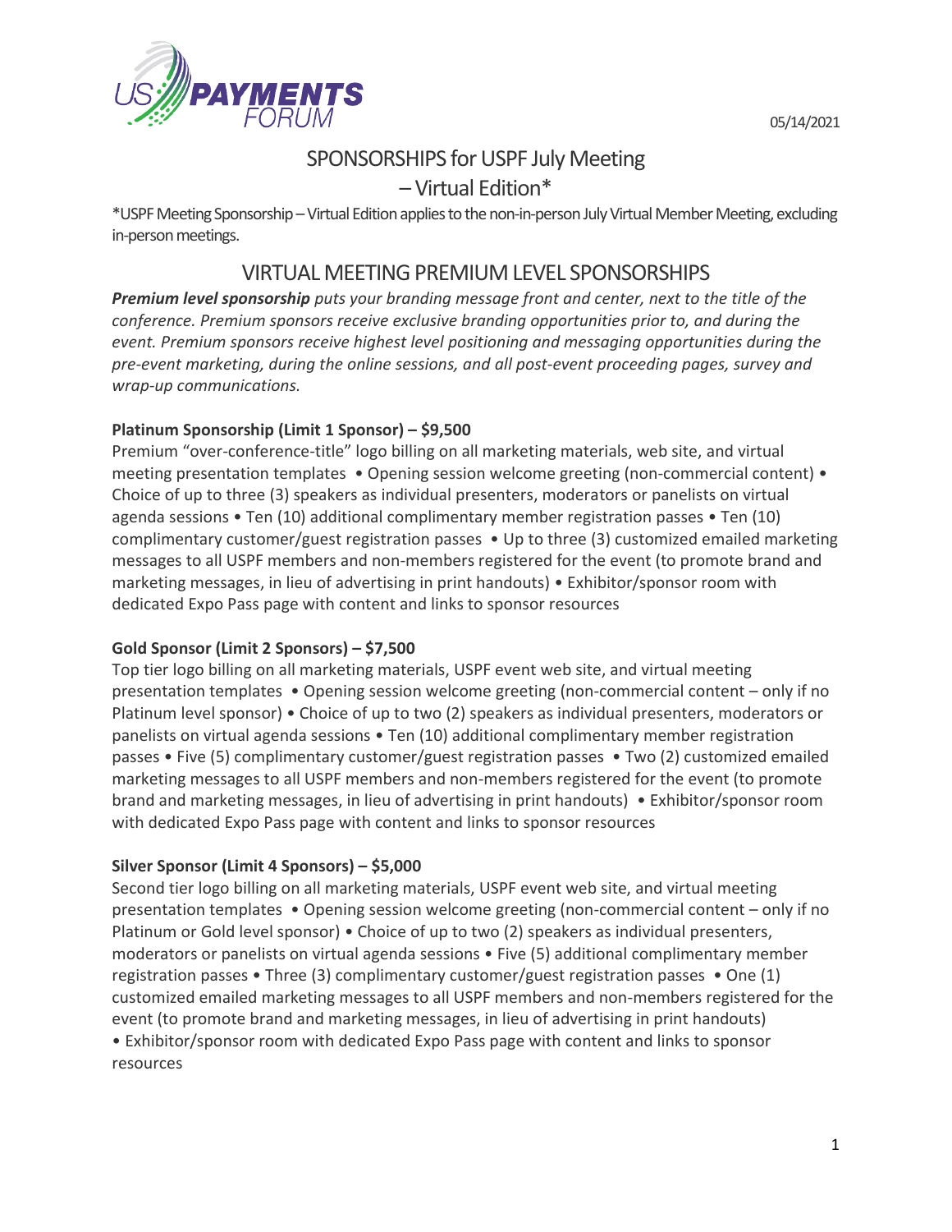05/14/2021

# SPONSORSHIPS for USPF July Meeting – Virtual Edition*

*USPF Meeting Sponsorship – Virtual Edition applies to the non-in-person July Virtual Member Meeting, excluding in-person meetings.

## VIRTUAL MEETING PREMIUM LEVEL SPONSORSHIPS

***Premium level sponsorship*** *puts your branding message front and center, next to the title of the conference. Premium sponsors receive exclusive branding opportunities prior to, and during the event. Premium sponsors receive highest level positioning and messaging opportunities during the pre-event marketing, during the online sessions, and all post-event proceeding pages, survey and wrap-up communications.*

### Platinum Sponsorship (Limit 1 Sponsor) – $9,500

Premium "over-conference-title" logo billing on all marketing materials, web site, and virtual meeting presentation templates • Opening session welcome greeting (non-commercial content) • Choice of up to three (3) speakers as individual presenters, moderators or panelists on virtual agenda sessions • Ten (10) additional complimentary member registration passes • Ten (10) complimentary customer/guest registration passes • Up to three (3) customized emailed marketing messages to all USPF members and non-members registered for the event (to promote brand and marketing messages, in lieu of advertising in print handouts) • Exhibitor/sponsor room with dedicated Expo Pass page with content and links to sponsor resources

### Gold Sponsor (Limit 2 Sponsors) – $7,500

Top tier logo billing on all marketing materials, USPF event web site, and virtual meeting presentation templates • Opening session welcome greeting (non-commercial content – only if no Platinum level sponsor) • Choice of up to two (2) speakers as individual presenters, moderators or panelists on virtual agenda sessions • Ten (10) additional complimentary member registration passes • Five (5) complimentary customer/guest registration passes • Two (2) customized emailed marketing messages to all USPF members and non-members registered for the event (to promote brand and marketing messages, in lieu of advertising in print handouts) • Exhibitor/sponsor room with dedicated Expo Pass page with content and links to sponsor resources

### Silver Sponsor (Limit 4 Sponsors) – $5,000

Second tier logo billing on all marketing materials, USPF event web site, and virtual meeting presentation templates • Opening session welcome greeting (non-commercial content – only if no Platinum or Gold level sponsor) • Choice of up to two (2) speakers as individual presenters, moderators or panelists on virtual agenda sessions • Five (5) additional complimentary member registration passes • Three (3) complimentary customer/guest registration passes • One (1) customized emailed marketing messages to all USPF members and non-members registered for the event (to promote brand and marketing messages, in lieu of advertising in print handouts) • Exhibitor/sponsor room with dedicated Expo Pass page with content and links to sponsor resources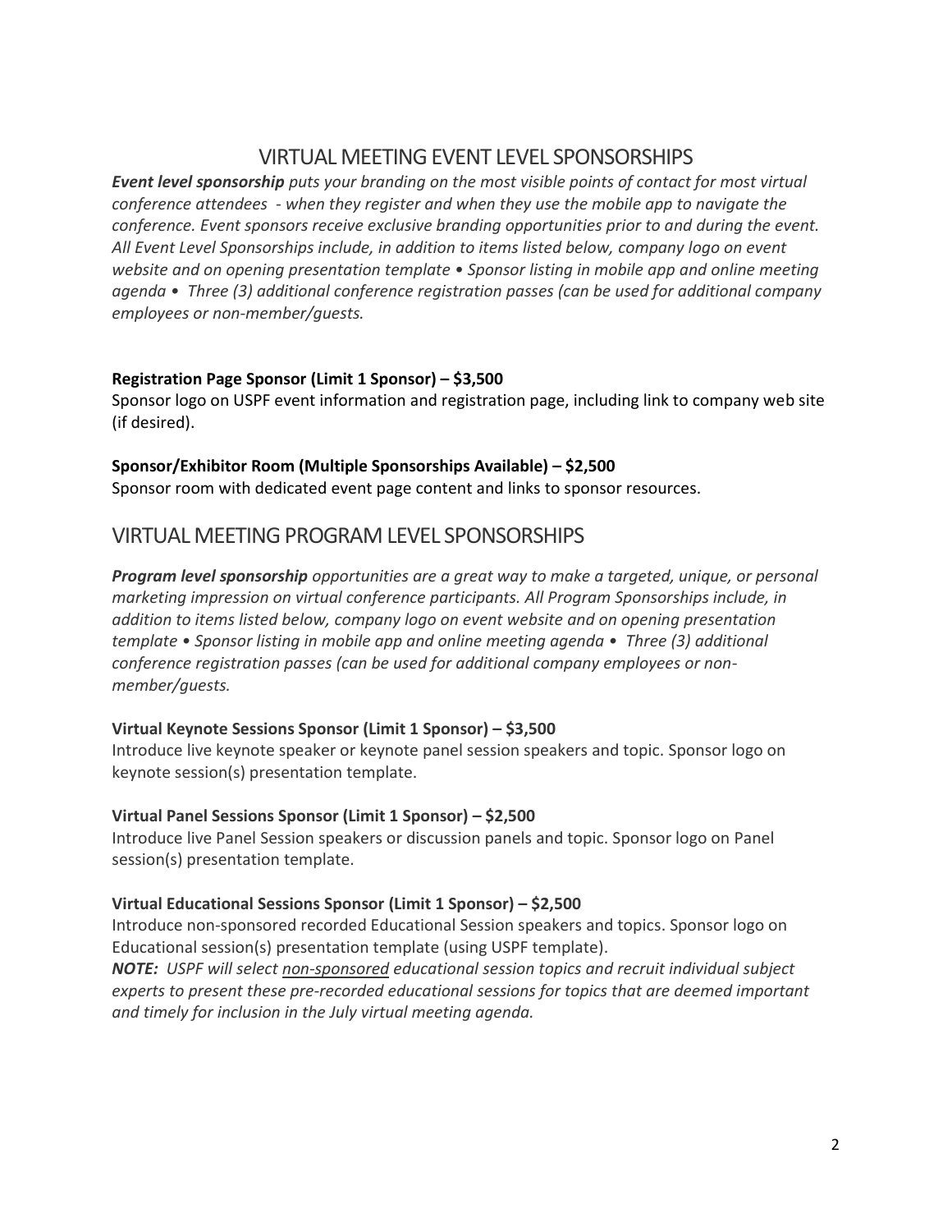## VIRTUAL MEETING EVENT LEVEL SPONSORSHIPS

***Event level sponsorship*** *puts your branding on the most visible points of contact for most virtual conference attendees - when they register and when they use the mobile app to navigate the conference. Event sponsors receive exclusive branding opportunities prior to and during the event. All Event Level Sponsorships include, in addition to items listed below, company logo on event website and on opening presentation template • Sponsor listing in mobile app and online meeting agenda • Three (3) additional conference registration passes (can be used for additional company employees or non-member/guests.*

**Registration Page Sponsor (Limit 1 Sponsor) – $3,500**
Sponsor logo on USPF event information and registration page, including link to company web site (if desired).

**Sponsor/Exhibitor Room (Multiple Sponsorships Available) – $2,500**
Sponsor room with dedicated event page content and links to sponsor resources.

## VIRTUAL MEETING PROGRAM LEVEL SPONSORSHIPS

***Program level sponsorship*** *opportunities are a great way to make a targeted, unique, or personal marketing impression on virtual conference participants. All Program Sponsorships include, in addition to items listed below, company logo on event website and on opening presentation template • Sponsor listing in mobile app and online meeting agenda • Three (3) additional conference registration passes (can be used for additional company employees or non-member/guests.*

**Virtual Keynote Sessions Sponsor (Limit 1 Sponsor) – $3,500**
Introduce live keynote speaker or keynote panel session speakers and topic. Sponsor logo on keynote session(s) presentation template.

**Virtual Panel Sessions Sponsor (Limit 1 Sponsor) – $2,500**
Introduce live Panel Session speakers or discussion panels and topic. Sponsor logo on Panel session(s) presentation template.

**Virtual Educational Sessions Sponsor (Limit 1 Sponsor) – $2,500**
Introduce non-sponsored recorded Educational Session speakers and topics. Sponsor logo on Educational session(s) presentation template (using USPF template).
***NOTE:*** *USPF will select non-sponsored educational session topics and recruit individual subject experts to present these pre-recorded educational sessions for topics that are deemed important and timely for inclusion in the July virtual meeting agenda.*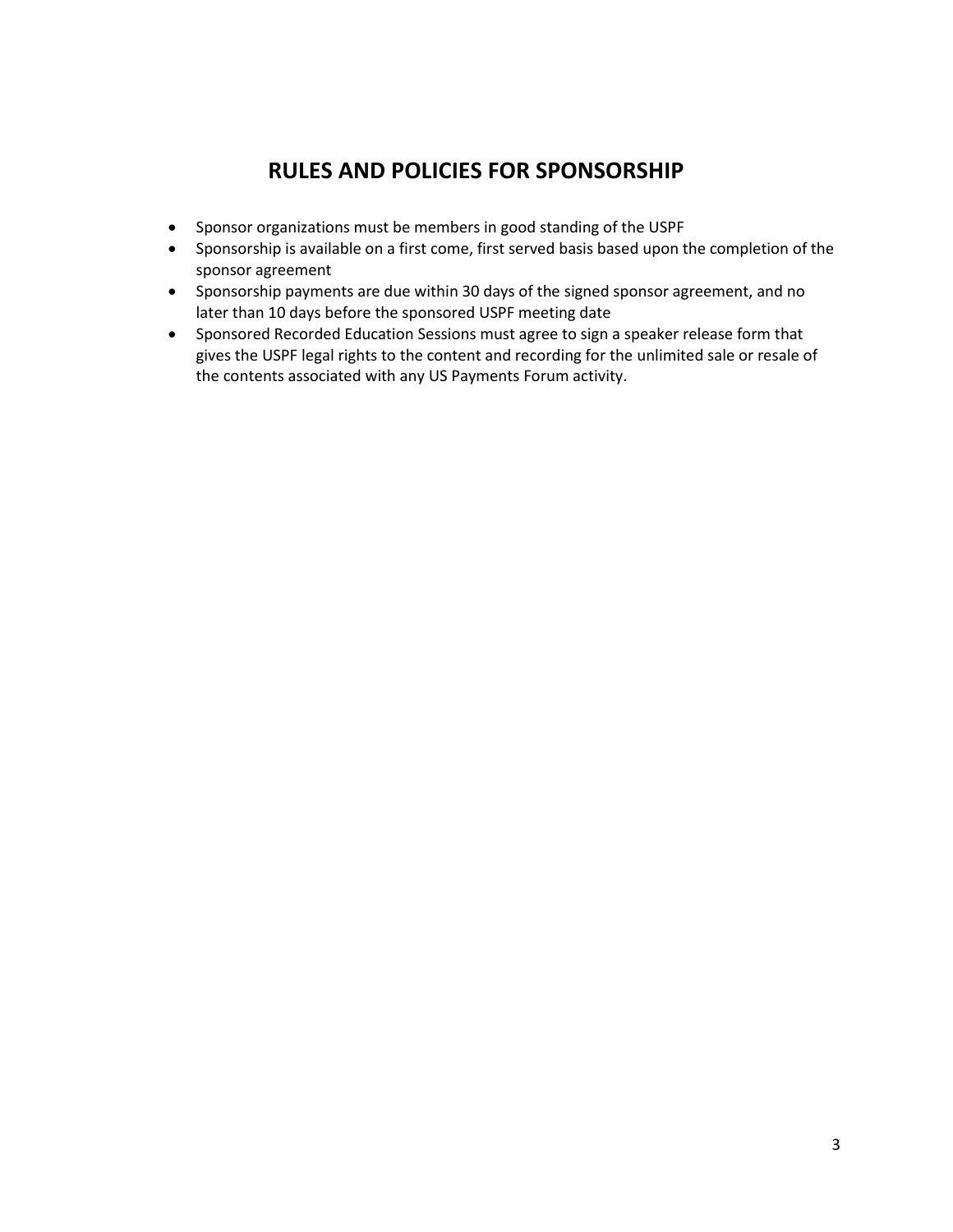# RULES AND POLICIES FOR SPONSORSHIP

- Sponsor organizations must be members in good standing of the USPF
- Sponsorship is available on a first come, first served basis based upon the completion of the sponsor agreement
- Sponsorship payments are due within 30 days of the signed sponsor agreement, and no later than 10 days before the sponsored USPF meeting date
- Sponsored Recorded Education Sessions must agree to sign a speaker release form that gives the USPF legal rights to the content and recording for the unlimited sale or resale of the contents associated with any US Payments Forum activity.